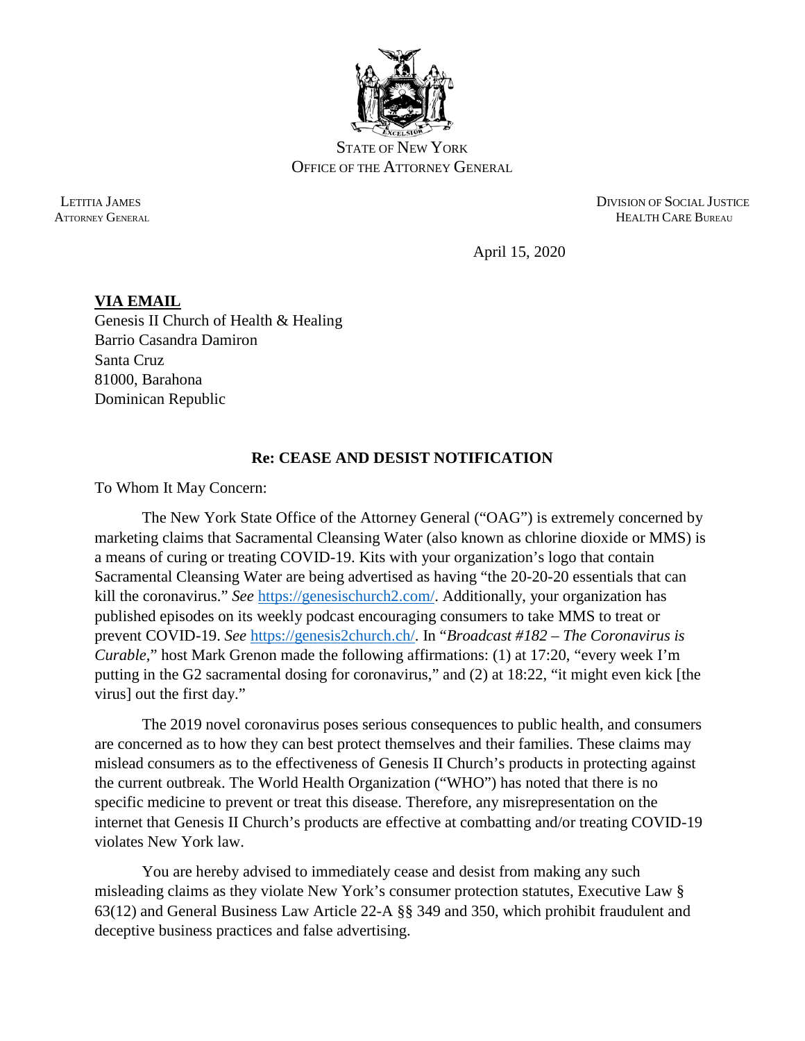STATE OF NEW YORK
OFFICE OF THE ATTORNEY GENERAL

LETITIA JAMES
ATTORNEY GENERAL

DIVISION OF SOCIAL JUSTICE
HEALTH CARE BUREAU

April 15, 2020

**VIA EMAIL**
Genesis II Church of Health & Healing
Barrio Casandra Damiron
Santa Cruz
81000, Barahona
Dominican Republic

**Re: CEASE AND DESIST NOTIFICATION**

To Whom It May Concern:

The New York State Office of the Attorney General ("OAG") is extremely concerned by marketing claims that Sacramental Cleansing Water (also known as chlorine dioxide or MMS) is a means of curing or treating COVID-19. Kits with your organization's logo that contain Sacramental Cleansing Water are being advertised as having "the 20-20-20 essentials that can kill the coronavirus." *See* https://genesischurch2.com/. Additionally, your organization has published episodes on its weekly podcast encouraging consumers to take MMS to treat or prevent COVID-19. *See* https://genesis2church.ch/. In "*Broadcast #182 – The Coronavirus is Curable*," host Mark Grenon made the following affirmations: (1) at 17:20, "every week I'm putting in the G2 sacramental dosing for coronavirus," and (2) at 18:22, "it might even kick [the virus] out the first day."

The 2019 novel coronavirus poses serious consequences to public health, and consumers are concerned as to how they can best protect themselves and their families. These claims may mislead consumers as to the effectiveness of Genesis II Church's products in protecting against the current outbreak. The World Health Organization ("WHO") has noted that there is no specific medicine to prevent or treat this disease. Therefore, any misrepresentation on the internet that Genesis II Church's products are effective at combatting and/or treating COVID-19 violates New York law.

You are hereby advised to immediately cease and desist from making any such misleading claims as they violate New York's consumer protection statutes, Executive Law § 63(12) and General Business Law Article 22-A §§ 349 and 350, which prohibit fraudulent and deceptive business practices and false advertising.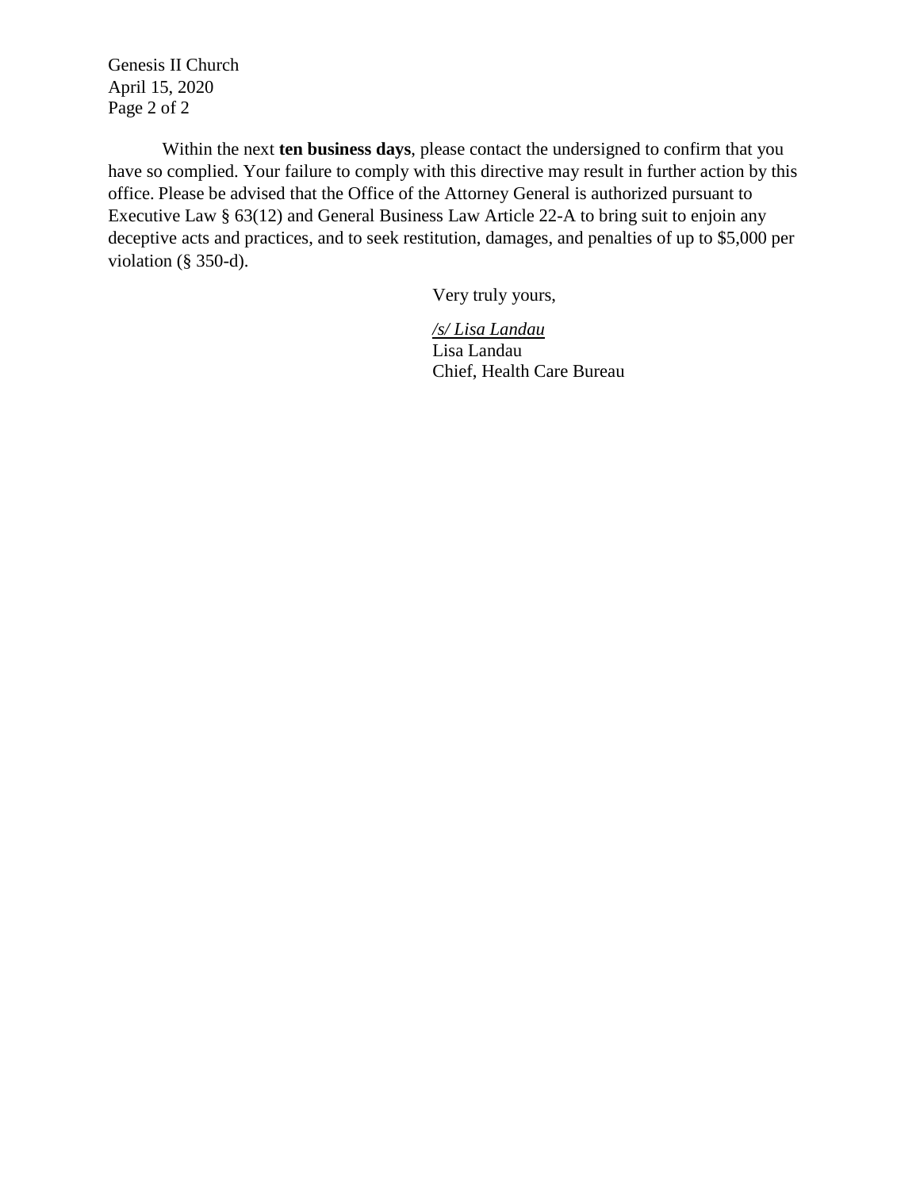Within the next **ten business days**, please contact the undersigned to confirm that you have so complied. Your failure to comply with this directive may result in further action by this office. Please be advised that the Office of the Attorney General is authorized pursuant to Executive Law § 63(12) and General Business Law Article 22-A to bring suit to enjoin any deceptive acts and practices, and to seek restitution, damages, and penalties of up to $5,000 per violation (§ 350-d).

Very truly yours,

*/s/ Lisa Landau*
Lisa Landau
Chief, Health Care Bureau